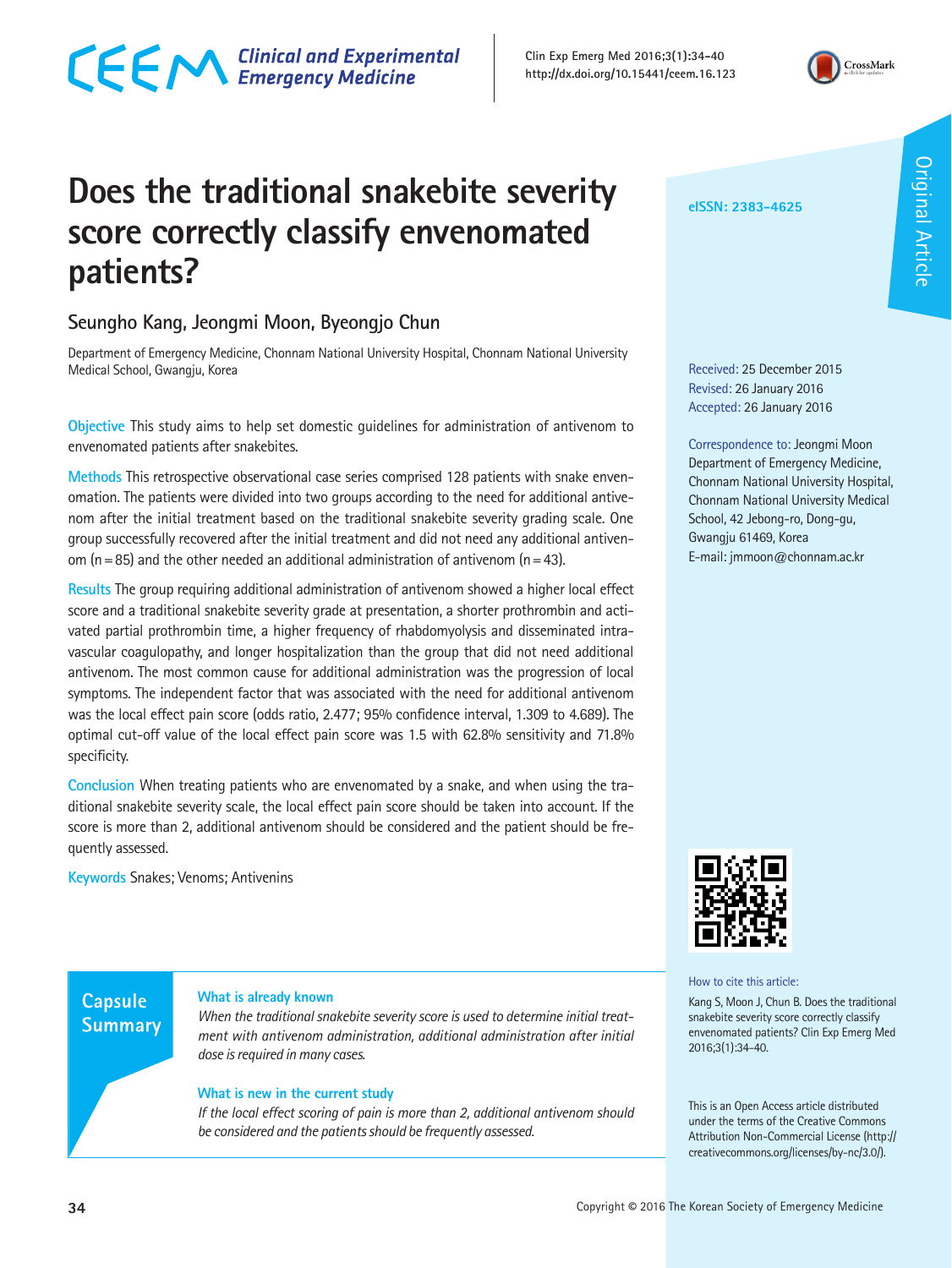# Does the traditional snakebite severity score correctly classify envenomated patients?

Seungho Kang, Jeongmi Moon, Byeongjo Chun

Department of Emergency Medicine, Chonnam National University Hospital, Chonnam National University Medical School, Gwangju, Korea

eISSN: 2383-4625

Received: 25 December 2015
Revised: 26 January 2016
Accepted: 26 January 2016

Correspondence to: Jeongmi Moon
Department of Emergency Medicine, Chonnam National University Hospital, Chonnam National University Medical School, 42 Jebong-ro, Dong-gu, Gwangju 61469, Korea
E-mail: jmmoon@chonnam.ac.kr

**Objective** This study aims to help set domestic guidelines for administration of antivenom to envenomated patients after snakebites.

**Methods** This retrospective observational case series comprised 128 patients with snake envenomation. The patients were divided into two groups according to the need for additional antivenom after the initial treatment based on the traditional snakebite severity grading scale. One group successfully recovered after the initial treatment and did not need any additional antivenom (n = 85) and the other needed an additional administration of antivenom (n = 43).

**Results** The group requiring additional administration of antivenom showed a higher local effect score and a traditional snakebite severity grade at presentation, a shorter prothrombin and activated partial prothrombin time, a higher frequency of rhabdomyolysis and disseminated intravascular coagulopathy, and longer hospitalization than the group that did not need additional antivenom. The most common cause for additional administration was the progression of local symptoms. The independent factor that was associated with the need for additional antivenom was the local effect pain score (odds ratio, 2.477; 95% confidence interval, 1.309 to 4.689). The optimal cut-off value of the local effect pain score was 1.5 with 62.8% sensitivity and 71.8% specificity.

**Conclusion** When treating patients who are envenomated by a snake, and when using the traditional snakebite severity scale, the local effect pain score should be taken into account. If the score is more than 2, additional antivenom should be considered and the patient should be frequently assessed.

**Keywords** Snakes; Venoms; Antivenins

## Capsule Summary

**What is already known**

*When the traditional snakebite severity score is used to determine initial treatment with antivenom administration, additional administration after initial dose is required in many cases.*

**What is new in the current study**

*If the local effect scoring of pain is more than 2, additional antivenom should be considered and the patients should be frequently assessed.*

How to cite this article:
Kang S, Moon J, Chun B. Does the traditional snakebite severity score correctly classify envenomated patients? Clin Exp Emerg Med 2016;3(1):34-40.

This is an Open Access article distributed under the terms of the Creative Commons Attribution Non-Commercial License (http://creativecommons.org/licenses/by-nc/3.0/).

Copyright © 2016 The Korean Society of Emergency Medicine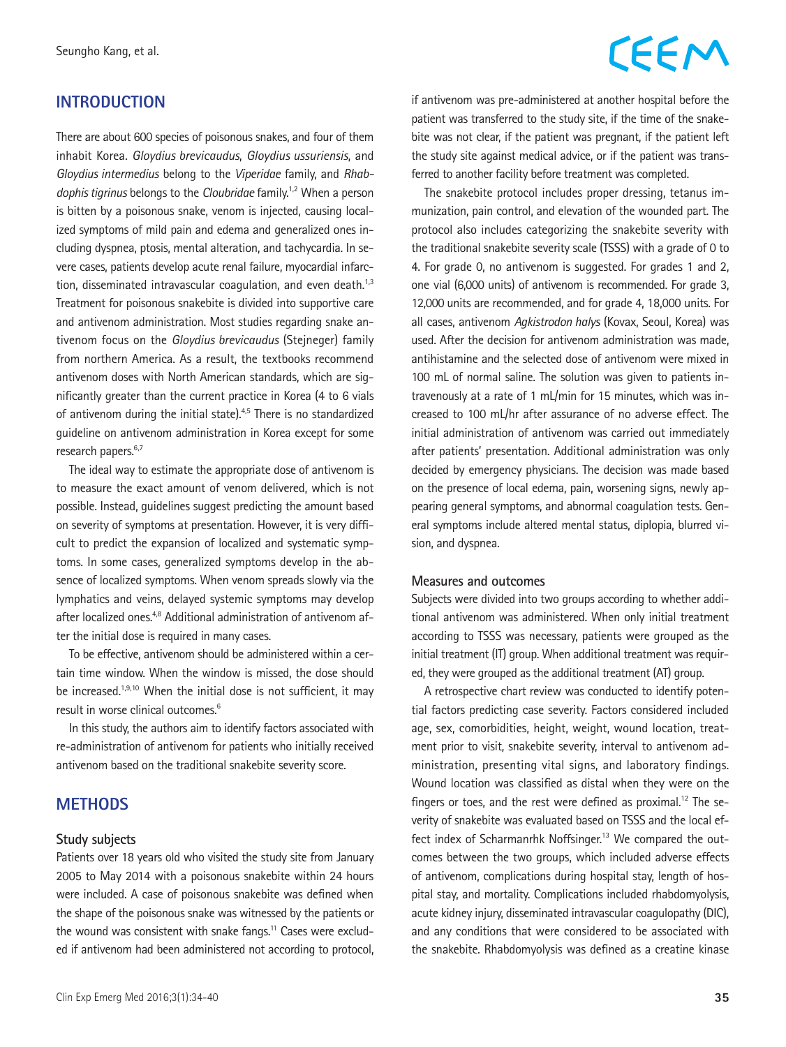## INTRODUCTION

There are about 600 species of poisonous snakes, and four of them inhabit Korea. *Gloydius brevicaudus*, *Gloydius ussuriensis*, and *Gloydius intermedius* belong to the *Viperidae* family, and *Rhabdophis tigrinus* belongs to the *Cloubridae* family.[1,2] When a person is bitten by a poisonous snake, venom is injected, causing localized symptoms of mild pain and edema and generalized ones including dyspnea, ptosis, mental alteration, and tachycardia. In severe cases, patients develop acute renal failure, myocardial infarction, disseminated intravascular coagulation, and even death.[1,3] Treatment for poisonous snakebite is divided into supportive care and antivenom administration. Most studies regarding snake antivenom focus on the *Gloydius brevicaudus* (Stejneger) family from northern America. As a result, the textbooks recommend antivenom doses with North American standards, which are significantly greater than the current practice in Korea (4 to 6 vials of antivenom during the initial state).[4,5] There is no standardized guideline on antivenom administration in Korea except for some research papers.[6,7]

The ideal way to estimate the appropriate dose of antivenom is to measure the exact amount of venom delivered, which is not possible. Instead, guidelines suggest predicting the amount based on severity of symptoms at presentation. However, it is very difficult to predict the expansion of localized and systematic symptoms. In some cases, generalized symptoms develop in the absence of localized symptoms. When venom spreads slowly via the lymphatics and veins, delayed systemic symptoms may develop after localized ones.[4,8] Additional administration of antivenom after the initial dose is required in many cases.

To be effective, antivenom should be administered within a certain time window. When the window is missed, the dose should be increased.[1,9,10] When the initial dose is not sufficient, it may result in worse clinical outcomes.[6]

In this study, the authors aim to identify factors associated with re-administration of antivenom for patients who initially received antivenom based on the traditional snakebite severity score.

## METHODS

### Study subjects

Patients over 18 years old who visited the study site from January 2005 to May 2014 with a poisonous snakebite within 24 hours were included. A case of poisonous snakebite was defined when the shape of the poisonous snake was witnessed by the patients or the wound was consistent with snake fangs.[11] Cases were excluded if antivenom had been administered not according to protocol, if antivenom was pre-administered at another hospital before the patient was transferred to the study site, if the time of the snakebite was not clear, if the patient was pregnant, if the patient left the study site against medical advice, or if the patient was transferred to another facility before treatment was completed.

The snakebite protocol includes proper dressing, tetanus immunization, pain control, and elevation of the wounded part. The protocol also includes categorizing the snakebite severity with the traditional snakebite severity scale (TSSS) with a grade of 0 to 4. For grade 0, no antivenom is suggested. For grades 1 and 2, one vial (6,000 units) of antivenom is recommended. For grade 3, 12,000 units are recommended, and for grade 4, 18,000 units. For all cases, antivenom *Agkistrodon halys* (Kovax, Seoul, Korea) was used. After the decision for antivenom administration was made, antihistamine and the selected dose of antivenom were mixed in 100 mL of normal saline. The solution was given to patients intravenously at a rate of 1 mL/min for 15 minutes, which was increased to 100 mL/hr after assurance of no adverse effect. The initial administration of antivenom was carried out immediately after patients' presentation. Additional administration was only decided by emergency physicians. The decision was made based on the presence of local edema, pain, worsening signs, newly appearing general symptoms, and abnormal coagulation tests. General symptoms include altered mental status, diplopia, blurred vision, and dyspnea.

### Measures and outcomes

Subjects were divided into two groups according to whether additional antivenom was administered. When only initial treatment according to TSSS was necessary, patients were grouped as the initial treatment (IT) group. When additional treatment was required, they were grouped as the additional treatment (AT) group.

A retrospective chart review was conducted to identify potential factors predicting case severity. Factors considered included age, sex, comorbidities, height, weight, wound location, treatment prior to visit, snakebite severity, interval to antivenom administration, presenting vital signs, and laboratory findings. Wound location was classified as distal when they were on the fingers or toes, and the rest were defined as proximal.[12] The severity of snakebite was evaluated based on TSSS and the local effect index of Scharmanrhk Noffsinger.[13] We compared the outcomes between the two groups, which included adverse effects of antivenom, complications during hospital stay, length of hospital stay, and mortality. Complications included rhabdomyolysis, acute kidney injury, disseminated intravascular coagulopathy (DIC), and any conditions that were considered to be associated with the snakebite. Rhabdomyolysis was defined as a creatine kinase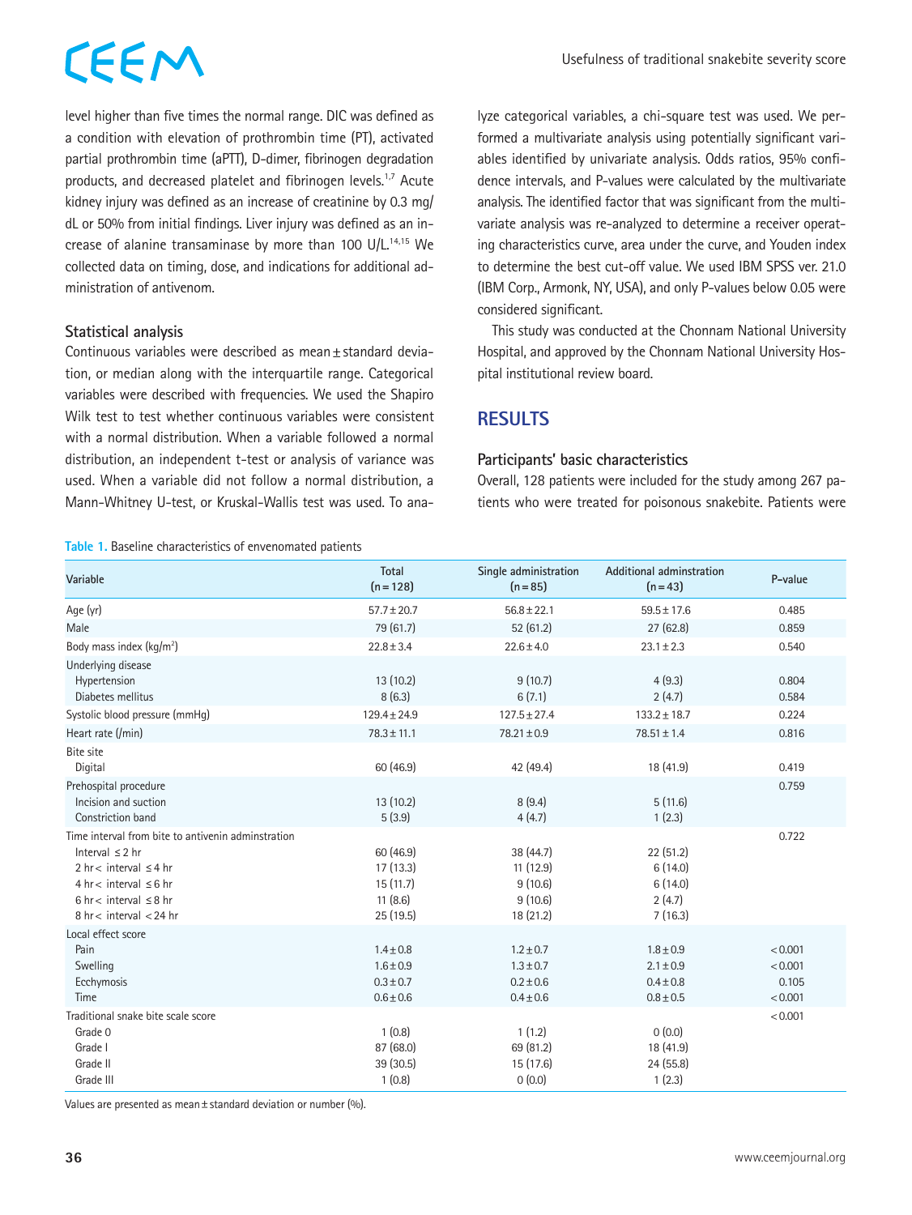level higher than five times the normal range. DIC was defined as a condition with elevation of prothrombin time (PT), activated partial prothrombin time (aPTT), D-dimer, fibrinogen degradation products, and decreased platelet and fibrinogen levels.[1,7] Acute kidney injury was defined as an increase of creatinine by 0.3 mg/dL or 50% from initial findings. Liver injury was defined as an increase of alanine transaminase by more than 100 U/L.[14,15] We collected data on timing, dose, and indications for additional administration of antivenom.

### Statistical analysis

Continuous variables were described as mean±standard deviation, or median along with the interquartile range. Categorical variables were described with frequencies. We used the Shapiro Wilk test to test whether continuous variables were consistent with a normal distribution. When a variable followed a normal distribution, an independent t-test or analysis of variance was used. When a variable did not follow a normal distribution, a Mann-Whitney U-test, or Kruskal-Wallis test was used. To analyze categorical variables, a chi-square test was used. We performed a multivariate analysis using potentially significant variables identified by univariate analysis. Odds ratios, 95% confidence intervals, and P-values were calculated by the multivariate analysis. The identified factor that was significant from the multivariate analysis was re-analyzed to determine a receiver operating characteristics curve, area under the curve, and Youden index to determine the best cut-off value. We used IBM SPSS ver. 21.0 (IBM Corp., Armonk, NY, USA), and only P-values below 0.05 were considered significant.

This study was conducted at the Chonnam National University Hospital, and approved by the Chonnam National University Hospital institutional review board.

## RESULTS

### Participants' basic characteristics

Overall, 128 patients were included for the study among 267 patients who were treated for poisonous snakebite. Patients were

**Table 1.** Baseline characteristics of envenomated patients

| Variable | Total (n=128) | Single administration (n=85) | Additional adminstration (n=43) | P-value |
|---|---|---|---|---|
| Age (yr) | 57.7±20.7 | 56.8±22.1 | 59.5±17.6 | 0.485 |
| Male | 79 (61.7) | 52 (61.2) | 27 (62.8) | 0.859 |
| Body mass index (kg/m²) | 22.8±3.4 | 22.6±4.0 | 23.1±2.3 | 0.540 |
| Underlying disease | | | | |
| Hypertension | 13 (10.2) | 9 (10.7) | 4 (9.3) | 0.804 |
| Diabetes mellitus | 8 (6.3) | 6 (7.1) | 2 (4.7) | 0.584 |
| Systolic blood pressure (mmHg) | 129.4±24.9 | 127.5±27.4 | 133.2±18.7 | 0.224 |
| Heart rate (/min) | 78.3±11.1 | 78.21±0.9 | 78.51±1.4 | 0.816 |
| Bite site | | | | |
| Digital | 60 (46.9) | 42 (49.4) | 18 (41.9) | 0.419 |
| Prehospital procedure | | | | 0.759 |
| Incision and suction | 13 (10.2) | 8 (9.4) | 5 (11.6) | |
| Constriction band | 5 (3.9) | 4 (4.7) | 1 (2.3) | |
| Time interval from bite to antivenin adminstration | | | | 0.722 |
| Interval ≤2 hr | 60 (46.9) | 38 (44.7) | 22 (51.2) | |
| 2 hr< interval ≤4 hr | 17 (13.3) | 11 (12.9) | 6 (14.0) | |
| 4 hr< interval ≤6 hr | 15 (11.7) | 9 (10.6) | 6 (14.0) | |
| 6 hr< interval ≤8 hr | 11 (8.6) | 9 (10.6) | 2 (4.7) | |
| 8 hr< interval <24 hr | 25 (19.5) | 18 (21.2) | 7 (16.3) | |
| Local effect score | | | | |
| Pain | 1.4±0.8 | 1.2±0.7 | 1.8±0.9 | <0.001 |
| Swelling | 1.6±0.9 | 1.3±0.7 | 2.1±0.9 | <0.001 |
| Ecchymosis | 0.3±0.7 | 0.2±0.6 | 0.4±0.8 | 0.105 |
| Time | 0.6±0.6 | 0.4±0.6 | 0.8±0.5 | <0.001 |
| Traditional snake bite scale score | | | | <0.001 |
| Grade 0 | 1 (0.8) | 1 (1.2) | 0 (0.0) | |
| Grade I | 87 (68.0) | 69 (81.2) | 18 (41.9) | |
| Grade II | 39 (30.5) | 15 (17.6) | 24 (55.8) | |
| Grade III | 1 (0.8) | 0 (0.0) | 1 (2.3) | |

Values are presented as mean±standard deviation or number (%).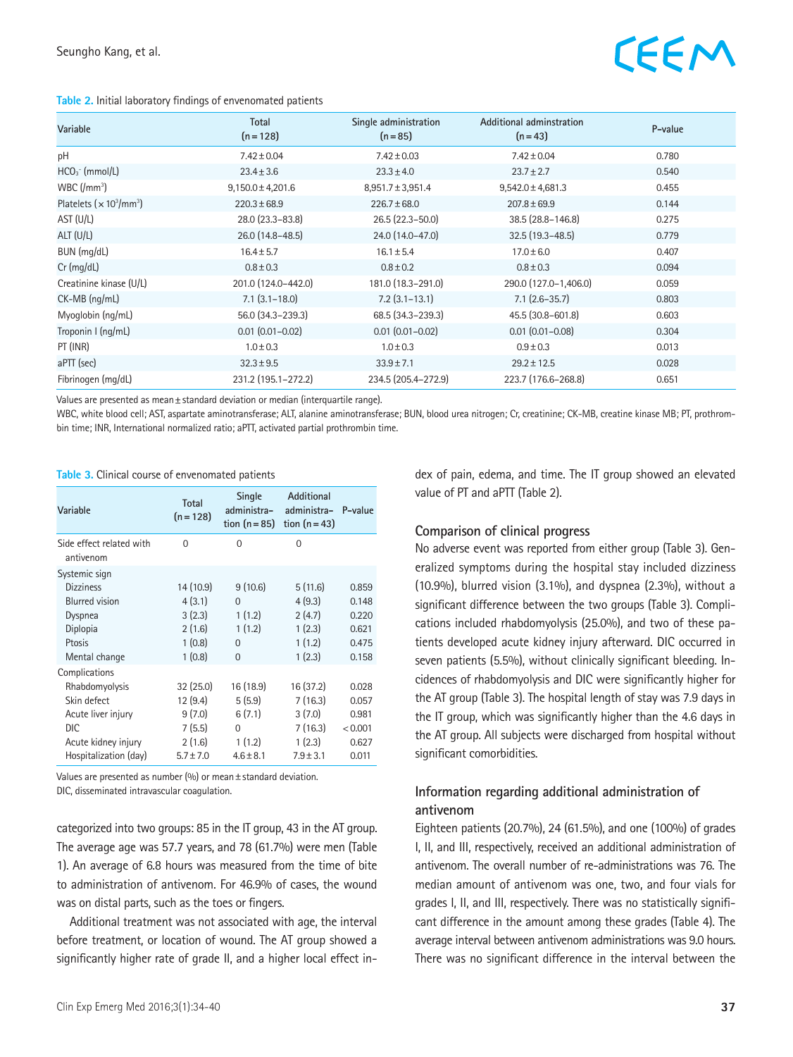**Table 2.** Initial laboratory findings of envenomated patients

| Variable | Total (n=128) | Single administration (n=85) | Additional adminstration (n=43) | P-value |
|---|---|---|---|---|
| pH | 7.42±0.04 | 7.42±0.03 | 7.42±0.04 | 0.780 |
| $HCO_3^-$ (mmol/L) | 23.4±3.6 | 23.3±4.0 | 23.7±2.7 | 0.540 |
| WBC (/$mm^3$) | 9,150.0±4,201.6 | 8,951.7±3,951.4 | 9,542.0±4,681.3 | 0.455 |
| Platelets (×$10^3$/$mm^3$) | 220.3±68.9 | 226.7±68.0 | 207.8±69.9 | 0.144 |
| AST (U/L) | 28.0 (23.3–83.8) | 26.5 (22.3–50.0) | 38.5 (28.8–146.8) | 0.275 |
| ALT (U/L) | 26.0 (14.8–48.5) | 24.0 (14.0–47.0) | 32.5 (19.3–48.5) | 0.779 |
| BUN (mg/dL) | 16.4±5.7 | 16.1±5.4 | 17.0±6.0 | 0.407 |
| Cr (mg/dL) | 0.8±0.3 | 0.8±0.2 | 0.8±0.3 | 0.094 |
| Creatinine kinase (U/L) | 201.0 (124.0–442.0) | 181.0 (18.3–291.0) | 290.0 (127.0–1,406.0) | 0.059 |
| CK-MB (ng/mL) | 7.1 (3.1–18.0) | 7.2 (3.1–13.1) | 7.1 (2.6–35.7) | 0.803 |
| Myoglobin (ng/mL) | 56.0 (34.3–239.3) | 68.5 (34.3–239.3) | 45.5 (30.8–601.8) | 0.603 |
| Troponin I (ng/mL) | 0.01 (0.01–0.02) | 0.01 (0.01–0.02) | 0.01 (0.01–0.08) | 0.304 |
| PT (INR) | 1.0±0.3 | 1.0±0.3 | 0.9±0.3 | 0.013 |
| aPTT (sec) | 32.3±9.5 | 33.9±7.1 | 29.2±12.5 | 0.028 |
| Fibrinogen (mg/dL) | 231.2 (195.1–272.2) | 234.5 (205.4–272.9) | 223.7 (176.6–268.8) | 0.651 |

Values are presented as mean±standard deviation or median (interquartile range).

WBC, white blood cell; AST, aspartate aminotransferase; ALT, alanine aminotransferase; BUN, blood urea nitrogen; Cr, creatinine; CK-MB, creatine kinase MB; PT, prothrombin time; INR, International normalized ratio; aPTT, activated partial prothrombin time.

**Table 3.** Clinical course of envenomated patients

| Variable | Total (n=128) | Single administration (n=85) | Additional administration (n=43) | P-value |
|---|---|---|---|---|
| Side effect related with antivenom | 0 | 0 | 0 | |
| Systemic sign | | | | |
| Dizziness | 14 (10.9) | 9 (10.6) | 5 (11.6) | 0.859 |
| Blurred vision | 4 (3.1) | 0 | 4 (9.3) | 0.148 |
| Dyspnea | 3 (2.3) | 1 (1.2) | 2 (4.7) | 0.220 |
| Diplopia | 2 (1.6) | 1 (1.2) | 1 (2.3) | 0.621 |
| Ptosis | 1 (0.8) | 0 | 1 (1.2) | 0.475 |
| Mental change | 1 (0.8) | 0 | 1 (2.3) | 0.158 |
| Complications | | | | |
| Rhabdomyolysis | 32 (25.0) | 16 (18.9) | 16 (37.2) | 0.028 |
| Skin defect | 12 (9.4) | 5 (5.9) | 7 (16.3) | 0.057 |
| Acute liver injury | 9 (7.0) | 6 (7.1) | 3 (7.0) | 0.981 |
| DIC | 7 (5.5) | 0 | 7 (16.3) | <0.001 |
| Acute kidney injury | 2 (1.6) | 1 (1.2) | 1 (2.3) | 0.627 |
| Hospitalization (day) | 5.7±7.0 | 4.6±8.1 | 7.9±3.1 | 0.011 |

Values are presented as number (%) or mean±standard deviation.
DIC, disseminated intravascular coagulation.

categorized into two groups: 85 in the IT group, 43 in the AT group. The average age was 57.7 years, and 78 (61.7%) were men (Table 1). An average of 6.8 hours was measured from the time of bite to administration of antivenom. For 46.9% of cases, the wound was on distal parts, such as the toes or fingers.

Additional treatment was not associated with age, the interval before treatment, or location of wound. The AT group showed a significantly higher rate of grade II, and a higher local effect index of pain, edema, and time. The IT group showed an elevated value of PT and aPTT (Table 2).

### Comparison of clinical progress

No adverse event was reported from either group (Table 3). Generalized symptoms during the hospital stay included dizziness (10.9%), blurred vision (3.1%), and dyspnea (2.3%), without a significant difference between the two groups (Table 3). Complications included rhabdomyolysis (25.0%), and two of these patients developed acute kidney injury afterward. DIC occurred in seven patients (5.5%), without clinically significant bleeding. Incidences of rhabdomyolysis and DIC were significantly higher for the AT group (Table 3). The hospital length of stay was 7.9 days in the IT group, which was significantly higher than the 4.6 days in the AT group. All subjects were discharged from hospital without significant comorbidities.

### Information regarding additional administration of antivenom

Eighteen patients (20.7%), 24 (61.5%), and one (100%) of grades I, II, and III, respectively, received an additional administration of antivenom. The overall number of re-administrations was 76. The median amount of antivenom was one, two, and four vials for grades I, II, and III, respectively. There was no statistically significant difference in the amount among these grades (Table 4). The average interval between antivenom administrations was 9.0 hours. There was no significant difference in the interval between the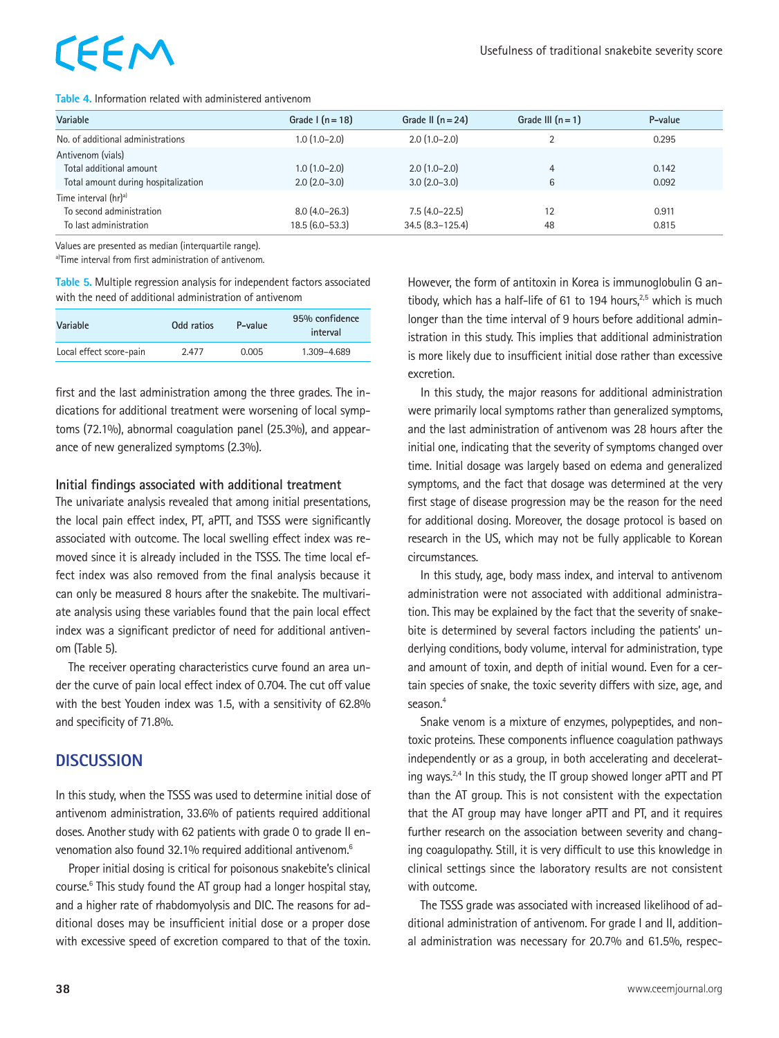**Table 4.** Information related with administered antivenom

| Variable | Grade I (n = 18) | Grade II (n = 24) | Grade III (n = 1) | P-value |
|---|---|---|---|---|
| No. of additional administrations | 1.0 (1.0–2.0) | 2.0 (1.0–2.0) | 2 | 0.295 |
| Antivenom (vials) | | | | |
| Total additional amount | 1.0 (1.0–2.0) | 2.0 (1.0–2.0) | 4 | 0.142 |
| Total amount during hospitalization | 2.0 (2.0–3.0) | 3.0 (2.0–3.0) | 6 | 0.092 |
| Time interval (hr)[a] | | | | |
| To second administration | 8.0 (4.0–26.3) | 7.5 (4.0–22.5) | 12 | 0.911 |
| To last administration | 18.5 (6.0–53.3) | 34.5 (8.3–125.4) | 48 | 0.815 |

Values are presented as median (interquartile range).
[a]Time interval from first administration of antivenom.

**Table 5.** Multiple regression analysis for independent factors associated with the need of additional administration of antivenom

| Variable | Odd ratios | P-value | 95% confidence interval |
|---|---|---|---|
| Local effect score-pain | 2.477 | 0.005 | 1.309–4.689 |

first and the last administration among the three grades. The indications for additional treatment were worsening of local symptoms (72.1%), abnormal coagulation panel (25.3%), and appearance of new generalized symptoms (2.3%).

### Initial findings associated with additional treatment

The univariate analysis revealed that among initial presentations, the local pain effect index, PT, aPTT, and TSSS were significantly associated with outcome. The local swelling effect index was removed since it is already included in the TSSS. The time local effect index was also removed from the final analysis because it can only be measured 8 hours after the snakebite. The multivariate analysis using these variables found that the pain local effect index was a significant predictor of need for additional antivenom (Table 5).

The receiver operating characteristics curve found an area under the curve of pain local effect index of 0.704. The cut off value with the best Youden index was 1.5, with a sensitivity of 62.8% and specificity of 71.8%.

## DISCUSSION

In this study, when the TSSS was used to determine initial dose of antivenom administration, 33.6% of patients required additional doses. Another study with 62 patients with grade 0 to grade II envenomation also found 32.1% required additional antivenom.[6]

Proper initial dosing is critical for poisonous snakebite's clinical course.[6] This study found the AT group had a longer hospital stay, and a higher rate of rhabdomyolysis and DIC. The reasons for additional doses may be insufficient initial dose or a proper dose with excessive speed of excretion compared to that of the toxin. However, the form of antitoxin in Korea is immunoglobulin G antibody, which has a half-life of 61 to 194 hours,[2,5] which is much longer than the time interval of 9 hours before additional administration in this study. This implies that additional administration is more likely due to insufficient initial dose rather than excessive excretion.

In this study, the major reasons for additional administration were primarily local symptoms rather than generalized symptoms, and the last administration of antivenom was 28 hours after the initial one, indicating that the severity of symptoms changed over time. Initial dosage was largely based on edema and generalized symptoms, and the fact that dosage was determined at the very first stage of disease progression may be the reason for the need for additional dosing. Moreover, the dosage protocol is based on research in the US, which may not be fully applicable to Korean circumstances.

In this study, age, body mass index, and interval to antivenom administration were not associated with additional administration. This may be explained by the fact that the severity of snakebite is determined by several factors including the patients' underlying conditions, body volume, interval for administration, type and amount of toxin, and depth of initial wound. Even for a certain species of snake, the toxic severity differs with size, age, and season.[4]

Snake venom is a mixture of enzymes, polypeptides, and nontoxic proteins. These components influence coagulation pathways independently or as a group, in both accelerating and decelerating ways.[2,4] In this study, the IT group showed longer aPTT and PT than the AT group. This is not consistent with the expectation that the AT group may have longer aPTT and PT, and it requires further research on the association between severity and changing coagulopathy. Still, it is very difficult to use this knowledge in clinical settings since the laboratory results are not consistent with outcome.

The TSSS grade was associated with increased likelihood of additional administration of antivenom. For grade I and II, additional administration was necessary for 20.7% and 61.5%, respec-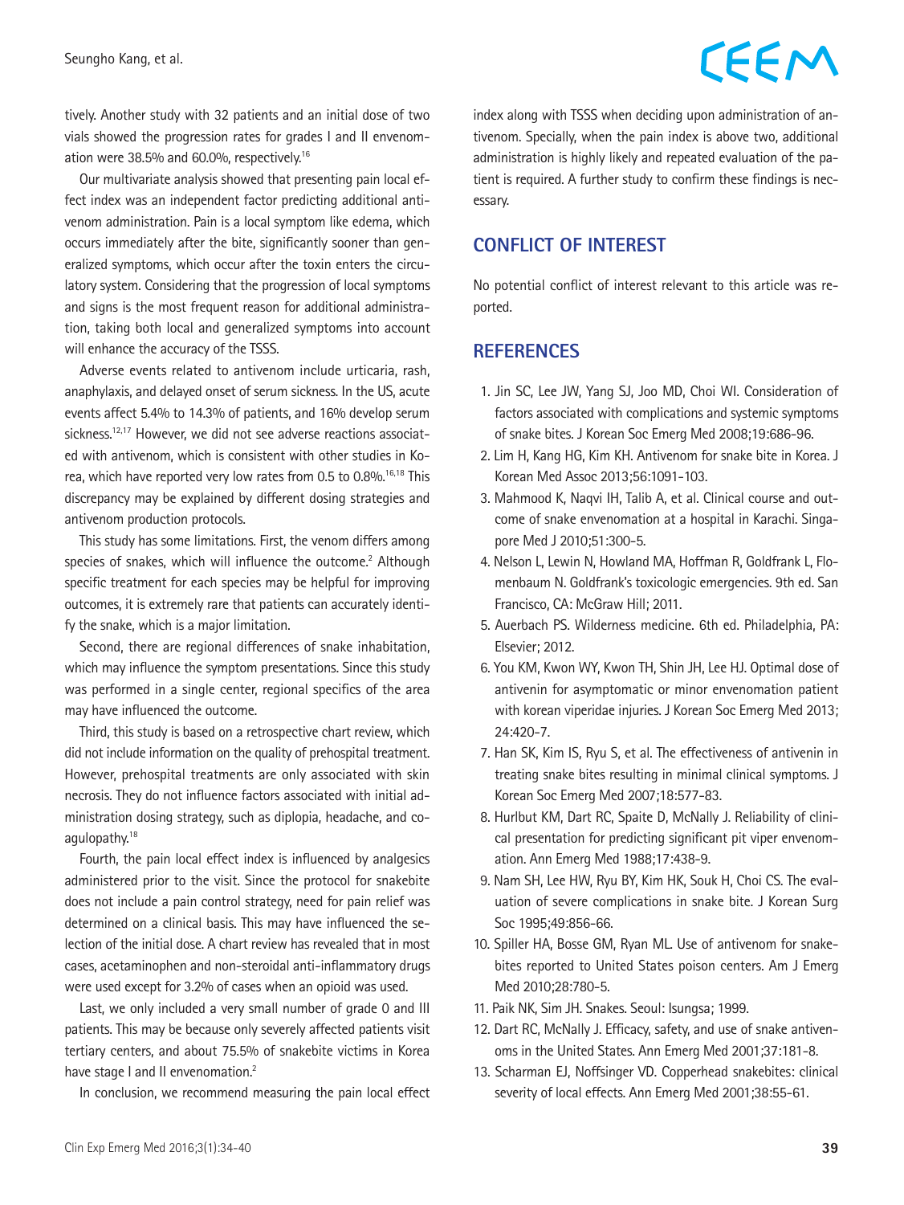tively. Another study with 32 patients and an initial dose of two vials showed the progression rates for grades I and II envenomation were 38.5% and 60.0%, respectively.[16]

Our multivariate analysis showed that presenting pain local effect index was an independent factor predicting additional antivenom administration. Pain is a local symptom like edema, which occurs immediately after the bite, significantly sooner than generalized symptoms, which occur after the toxin enters the circulatory system. Considering that the progression of local symptoms and signs is the most frequent reason for additional administration, taking both local and generalized symptoms into account will enhance the accuracy of the TSSS.

Adverse events related to antivenom include urticaria, rash, anaphylaxis, and delayed onset of serum sickness. In the US, acute events affect 5.4% to 14.3% of patients, and 16% develop serum sickness.[12,17] However, we did not see adverse reactions associated with antivenom, which is consistent with other studies in Korea, which have reported very low rates from 0.5 to 0.8%.[16,18] This discrepancy may be explained by different dosing strategies and antivenom production protocols.

This study has some limitations. First, the venom differs among species of snakes, which will influence the outcome.[2] Although specific treatment for each species may be helpful for improving outcomes, it is extremely rare that patients can accurately identify the snake, which is a major limitation.

Second, there are regional differences of snake inhabitation, which may influence the symptom presentations. Since this study was performed in a single center, regional specifics of the area may have influenced the outcome.

Third, this study is based on a retrospective chart review, which did not include information on the quality of prehospital treatment. However, prehospital treatments are only associated with skin necrosis. They do not influence factors associated with initial administration dosing strategy, such as diplopia, headache, and coagulopathy.[18]

Fourth, the pain local effect index is influenced by analgesics administered prior to the visit. Since the protocol for snakebite does not include a pain control strategy, need for pain relief was determined on a clinical basis. This may have influenced the selection of the initial dose. A chart review has revealed that in most cases, acetaminophen and non-steroidal anti-inflammatory drugs were used except for 3.2% of cases when an opioid was used.

Last, we only included a very small number of grade 0 and III patients. This may be because only severely affected patients visit tertiary centers, and about 75.5% of snakebite victims in Korea have stage I and II envenomation.[2]

In conclusion, we recommend measuring the pain local effect index along with TSSS when deciding upon administration of antivenom. Specially, when the pain index is above two, additional administration is highly likely and repeated evaluation of the patient is required. A further study to confirm these findings is necessary.

## CONFLICT OF INTEREST

No potential conflict of interest relevant to this article was reported.

## REFERENCES

1. Jin SC, Lee JW, Yang SJ, Joo MD, Choi WI. Consideration of factors associated with complications and systemic symptoms of snake bites. J Korean Soc Emerg Med 2008;19:686-96.
2. Lim H, Kang HG, Kim KH. Antivenom for snake bite in Korea. J Korean Med Assoc 2013;56:1091-103.
3. Mahmood K, Naqvi IH, Talib A, et al. Clinical course and outcome of snake envenomation at a hospital in Karachi. Singapore Med J 2010;51:300-5.
4. Nelson L, Lewin N, Howland MA, Hoffman R, Goldfrank L, Flomenbaum N. Goldfrank's toxicologic emergencies. 9th ed. San Francisco, CA: McGraw Hill; 2011.
5. Auerbach PS. Wilderness medicine. 6th ed. Philadelphia, PA: Elsevier; 2012.
6. You KM, Kwon WY, Kwon TH, Shin JH, Lee HJ. Optimal dose of antivenin for asymptomatic or minor envenomation patient with korean viperidae injuries. J Korean Soc Emerg Med 2013; 24:420-7.
7. Han SK, Kim IS, Ryu S, et al. The effectiveness of antivenin in treating snake bites resulting in minimal clinical symptoms. J Korean Soc Emerg Med 2007;18:577-83.
8. Hurlbut KM, Dart RC, Spaite D, McNally J. Reliability of clinical presentation for predicting significant pit viper envenomation. Ann Emerg Med 1988;17:438-9.
9. Nam SH, Lee HW, Ryu BY, Kim HK, Souk H, Choi CS. The evaluation of severe complications in snake bite. J Korean Surg Soc 1995;49:856-66.
10. Spiller HA, Bosse GM, Ryan ML. Use of antivenom for snakebites reported to United States poison centers. Am J Emerg Med 2010;28:780-5.
11. Paik NK, Sim JH. Snakes. Seoul: Isungsa; 1999.
12. Dart RC, McNally J. Efficacy, safety, and use of snake antivenoms in the United States. Ann Emerg Med 2001;37:181-8.
13. Scharman EJ, Noffsinger VD. Copperhead snakebites: clinical severity of local effects. Ann Emerg Med 2001;38:55-61.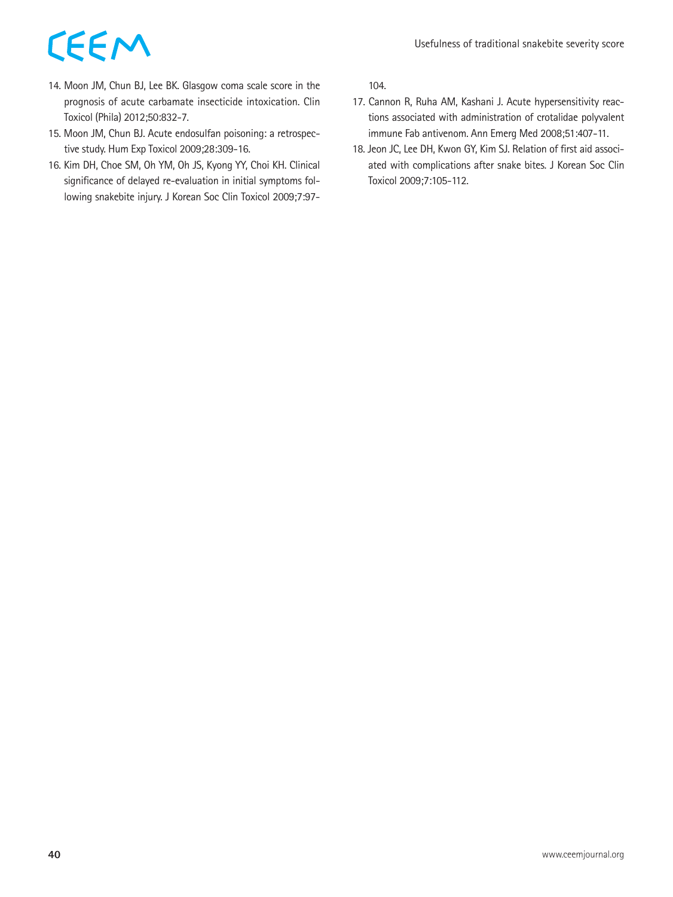14. Moon JM, Chun BJ, Lee BK. Glasgow coma scale score in the prognosis of acute carbamate insecticide intoxication. Clin Toxicol (Phila) 2012;50:832-7.
15. Moon JM, Chun BJ. Acute endosulfan poisoning: a retrospective study. Hum Exp Toxicol 2009;28:309-16.
16. Kim DH, Choe SM, Oh YM, Oh JS, Kyong YY, Choi KH. Clinical significance of delayed re-evaluation in initial symptoms following snakebite injury. J Korean Soc Clin Toxicol 2009;7:97-104.
17. Cannon R, Ruha AM, Kashani J. Acute hypersensitivity reactions associated with administration of crotalidae polyvalent immune Fab antivenom. Ann Emerg Med 2008;51:407-11.
18. Jeon JC, Lee DH, Kwon GY, Kim SJ. Relation of first aid associated with complications after snake bites. J Korean Soc Clin Toxicol 2009;7:105-112.